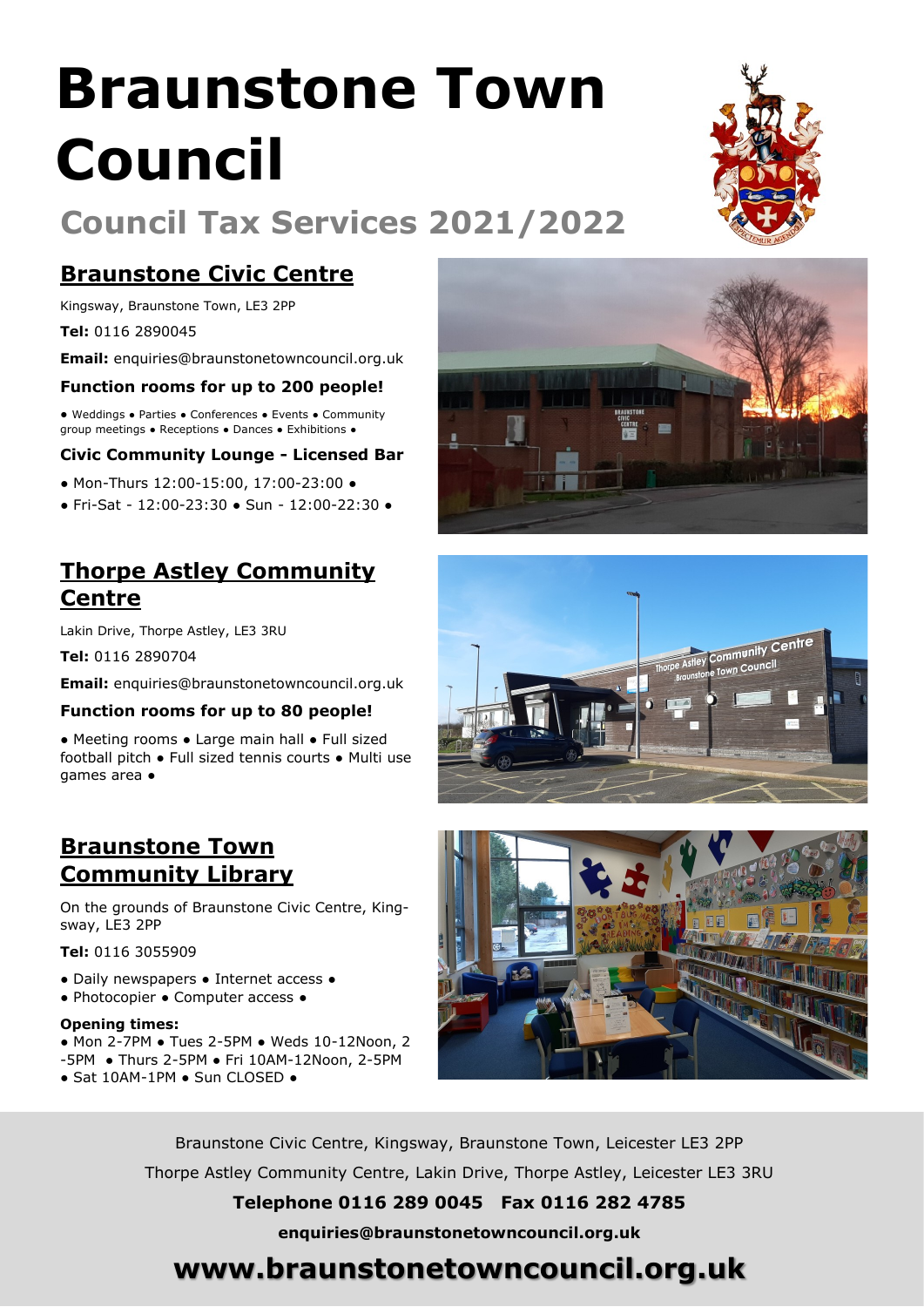# Braunstone Town Council

## Council Tax Services 2021/2022

### Braunstone Civic Centre

Kingsway, Braunstone Town, LE3 2PP

**Tel:** 0116 2890045

**Email:** enquiries@braunstonetowncouncil.org.uk

**Function rooms for up to 200 people!**

● Weddings ● Parties ● Conferences ● Events ● Community group meetings ● Receptions ● Dances ● Exhibitions ●

**Civic Community Lounge - Licensed Bar**

● Mon-Thurs 12:00-15:00, 17:00-23:00 ●
● Fri-Sat - 12:00-23:30 ● Sun - 12:00-22:30 ●

### Thorpe Astley Community Centre

Lakin Drive, Thorpe Astley, LE3 3RU

**Tel:** 0116 2890704

**Email:** enquiries@braunstonetowncouncil.org.uk

**Function rooms for up to 80 people!**

● Meeting rooms ● Large main hall ● Full sized football pitch ● Full sized tennis courts ● Multi use games area ●

### Braunstone Town Community Library

On the grounds of Braunstone Civic Centre, Kingsway, LE3 2PP

**Tel:** 0116 3055909

● Daily newspapers ● Internet access ●
● Photocopier ● Computer access ●

**Opening times:**

● Mon 2-7PM ● Tues 2-5PM ● Weds 10-12Noon, 2-5PM ● Thurs 2-5PM ● Fri 10AM-12Noon, 2-5PM
● Sat 10AM-1PM ● Sun CLOSED ●

Braunstone Civic Centre, Kingsway, Braunstone Town, Leicester LE3 2PP

Thorpe Astley Community Centre, Lakin Drive, Thorpe Astley, Leicester LE3 3RU

**Telephone 0116 289 0045 Fax 0116 282 4785**

**enquiries@braunstonetowncouncil.org.uk**

**www.braunstonetowncouncil.org.uk**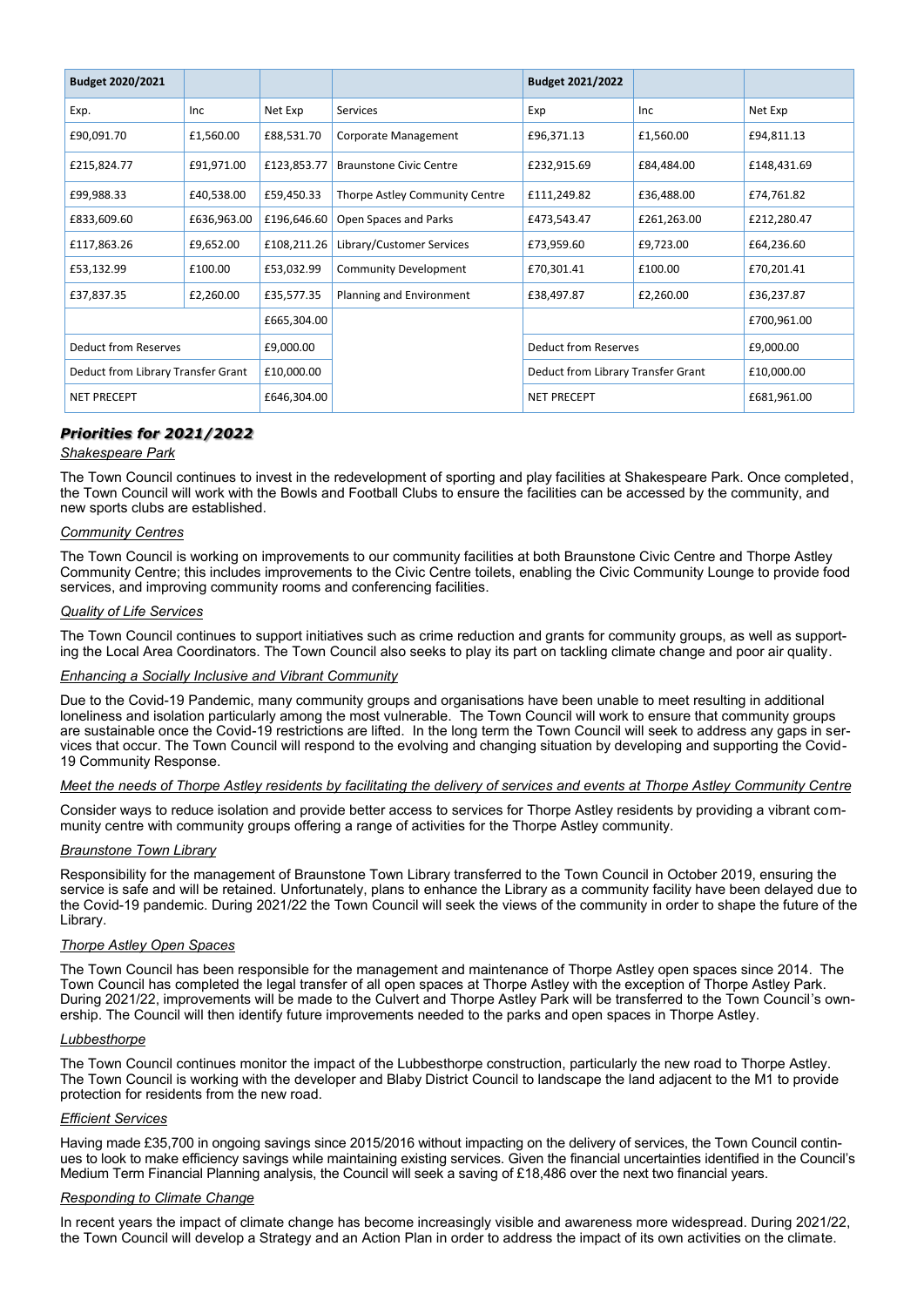| Budget 2020/2021 | | | | Budget 2021/2022 | | |
|---|---|---|---|---|---|---|
| Exp. | Inc | Net Exp | Services | Exp | Inc | Net Exp |
| £90,091.70 | £1,560.00 | £88,531.70 | Corporate Management | £96,371.13 | £1,560.00 | £94,811.13 |
| £215,824.77 | £91,971.00 | £123,853.77 | Braunstone Civic Centre | £232,915.69 | £84,484.00 | £148,431.69 |
| £99,988.33 | £40,538.00 | £59,450.33 | Thorpe Astley Community Centre | £111,249.82 | £36,488.00 | £74,761.82 |
| £833,609.60 | £636,963.00 | £196,646.60 | Open Spaces and Parks | £473,543.47 | £261,263.00 | £212,280.47 |
| £117,863.26 | £9,652.00 | £108,211.26 | Library/Customer Services | £73,959.60 | £9,723.00 | £64,236.60 |
| £53,132.99 | £100.00 | £53,032.99 | Community Development | £70,301.41 | £100.00 | £70,201.41 |
| £37,837.35 | £2,260.00 | £35,577.35 | Planning and Environment | £38,497.87 | £2,260.00 | £36,237.87 |
| | | £665,304.00 | | | | £700,961.00 |
| Deduct from Reserves | | £9,000.00 | | Deduct from Reserves | | £9,000.00 |
| Deduct from Library Transfer Grant | | £10,000.00 | | Deduct from Library Transfer Grant | | £10,000.00 |
| NET PRECEPT | | £646,304.00 | | NET PRECEPT | | £681,961.00 |

## *Priorities for 2021/2022*

*Shakespeare Park*

The Town Council continues to invest in the redevelopment of sporting and play facilities at Shakespeare Park. Once completed, the Town Council will work with the Bowls and Football Clubs to ensure the facilities can be accessed by the community, and new sports clubs are established.

*Community Centres*

The Town Council is working on improvements to our community facilities at both Braunstone Civic Centre and Thorpe Astley Community Centre; this includes improvements to the Civic Centre toilets, enabling the Civic Community Lounge to provide food services, and improving community rooms and conferencing facilities.

*Quality of Life Services*

The Town Council continues to support initiatives such as crime reduction and grants for community groups, as well as supporting the Local Area Coordinators. The Town Council also seeks to play its part on tackling climate change and poor air quality.

*Enhancing a Socially Inclusive and Vibrant Community*

Due to the Covid-19 Pandemic, many community groups and organisations have been unable to meet resulting in additional loneliness and isolation particularly among the most vulnerable. The Town Council will work to ensure that community groups are sustainable once the Covid-19 restrictions are lifted. In the long term the Town Council will seek to address any gaps in services that occur. The Town Council will respond to the evolving and changing situation by developing and supporting the Covid-19 Community Response.

*Meet the needs of Thorpe Astley residents by facilitating the delivery of services and events at Thorpe Astley Community Centre*

Consider ways to reduce isolation and provide better access to services for Thorpe Astley residents by providing a vibrant community centre with community groups offering a range of activities for the Thorpe Astley community.

*Braunstone Town Library*

Responsibility for the management of Braunstone Town Library transferred to the Town Council in October 2019, ensuring the service is safe and will be retained. Unfortunately, plans to enhance the Library as a community facility have been delayed due to the Covid-19 pandemic. During 2021/22 the Town Council will seek the views of the community in order to shape the future of the Library.

*Thorpe Astley Open Spaces*

The Town Council has been responsible for the management and maintenance of Thorpe Astley open spaces since 2014. The Town Council has completed the legal transfer of all open spaces at Thorpe Astley with the exception of Thorpe Astley Park. During 2021/22, improvements will be made to the Culvert and Thorpe Astley Park will be transferred to the Town Council's ownership. The Council will then identify future improvements needed to the parks and open spaces in Thorpe Astley.

*Lubbesthorpe*

The Town Council continues monitor the impact of the Lubbesthorpe construction, particularly the new road to Thorpe Astley. The Town Council is working with the developer and Blaby District Council to landscape the land adjacent to the M1 to provide protection for residents from the new road.

*Efficient Services*

Having made £35,700 in ongoing savings since 2015/2016 without impacting on the delivery of services, the Town Council continues to look to make efficiency savings while maintaining existing services. Given the financial uncertainties identified in the Council's Medium Term Financial Planning analysis, the Council will seek a saving of £18,486 over the next two financial years.

*Responding to Climate Change*

In recent years the impact of climate change has become increasingly visible and awareness more widespread. During 2021/22, the Town Council will develop a Strategy and an Action Plan in order to address the impact of its own activities on the climate.